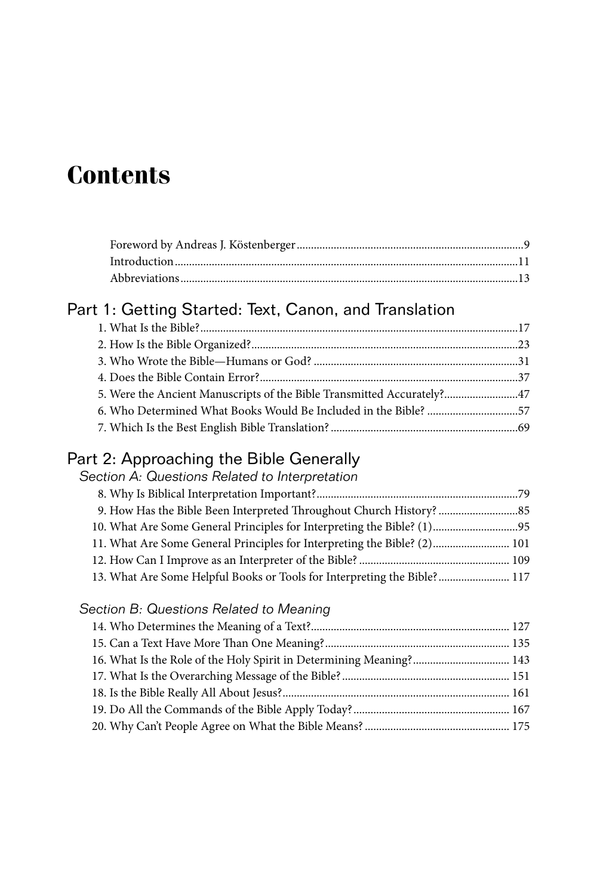# Contents

Foreword by Andreas J. Köstenberger ........ 9
Introduction ........ 11
Abbreviations ........ 13

## Part 1: Getting Started: Text, Canon, and Translation

1. What Is the Bible? ........ 17
2. How Is the Bible Organized? ........ 23
3. Who Wrote the Bible—Humans or God? ........ 31
4. Does the Bible Contain Error? ........ 37
5. Were the Ancient Manuscripts of the Bible Transmitted Accurately? ........ 47
6. Who Determined What Books Would Be Included in the Bible? ........ 57
7. Which Is the Best English Bible Translation? ........ 69

## Part 2: Approaching the Bible Generally

### *Section A: Questions Related to Interpretation*

8. Why Is Biblical Interpretation Important? ........ 79
9. How Has the Bible Been Interpreted Throughout Church History? ........ 85
10. What Are Some General Principles for Interpreting the Bible? (1) ........ 95
11. What Are Some General Principles for Interpreting the Bible? (2) ........ 101
12. How Can I Improve as an Interpreter of the Bible? ........ 109
13. What Are Some Helpful Books or Tools for Interpreting the Bible? ........ 117

### *Section B: Questions Related to Meaning*

14. Who Determines the Meaning of a Text? ........ 127
15. Can a Text Have More Than One Meaning? ........ 135
16. What Is the Role of the Holy Spirit in Determining Meaning? ........ 143
17. What Is the Overarching Message of the Bible? ........ 151
18. Is the Bible Really All About Jesus? ........ 161
19. Do All the Commands of the Bible Apply Today? ........ 167
20. Why Can't People Agree on What the Bible Means? ........ 175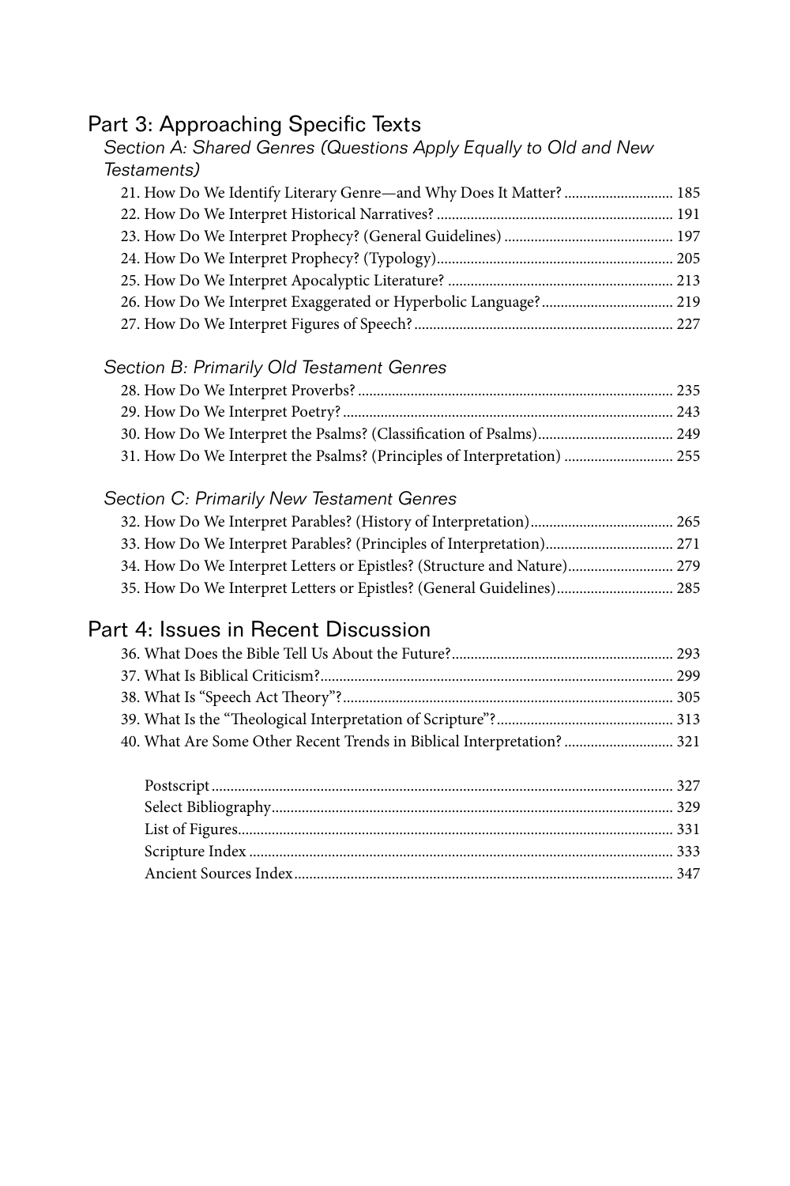## Part 3: Approaching Specific Texts

### *Section A: Shared Genres (Questions Apply Equally to Old and New Testaments)*

21. How Do We Identify Literary Genre—and Why Does It Matter? ............................ 185
22. How Do We Interpret Historical Narratives? ............................................................. 191
23. How Do We Interpret Prophecy? (General Guidelines) ............................................ 197
24. How Do We Interpret Prophecy? (Typology)............................................................. 205
25. How Do We Interpret Apocalyptic Literature? .......................................................... 213
26. How Do We Interpret Exaggerated or Hyperbolic Language?.................................. 219
27. How Do We Interpret Figures of Speech?................................................................... 227

### *Section B: Primarily Old Testament Genres*

28. How Do We Interpret Proverbs?.................................................................................. 235
29. How Do We Interpret Poetry?...................................................................................... 243
30. How Do We Interpret the Psalms? (Classification of Psalms)................................... 249
31. How Do We Interpret the Psalms? (Principles of Interpretation) ............................ 255

### *Section C: Primarily New Testament Genres*

32. How Do We Interpret Parables? (History of Interpretation)..................................... 265
33. How Do We Interpret Parables? (Principles of Interpretation)................................. 271
34. How Do We Interpret Letters or Epistles? (Structure and Nature)........................... 279
35. How Do We Interpret Letters or Epistles? (General Guidelines).............................. 285

## Part 4: Issues in Recent Discussion

36. What Does the Bible Tell Us About the Future?.......................................................... 293
37. What Is Biblical Criticism?............................................................................................ 299
38. What Is "Speech Act Theory"?...................................................................................... 305
39. What Is the "Theological Interpretation of Scripture"?.............................................. 313
40. What Are Some Other Recent Trends in Biblical Interpretation? ............................ 321

Postscript ......................................................................................................................... 327
Select Bibliography.......................................................................................................... 329
List of Figures.................................................................................................................. 331
Scripture Index ............................................................................................................... 333
Ancient Sources Index.................................................................................................... 347